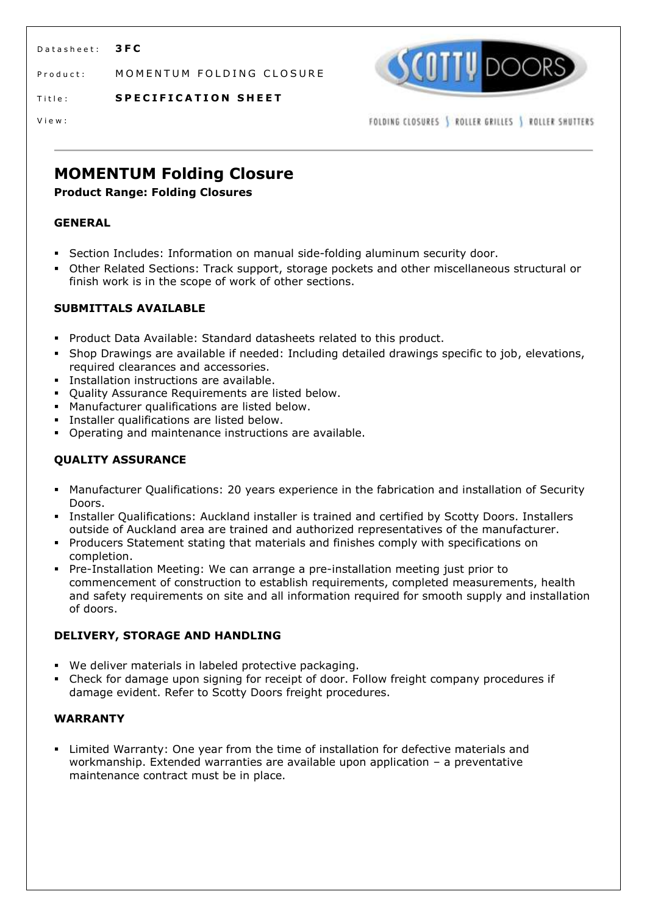Datasheet: **3FC**

Product: MOMENTUM FOLDING CLOSURE

Title: **SPECIFICATION SHEET**

View:

FOLDING CLOSURES | ROLLER GRILLES | ROLLER SHUTTERS

# MOMENTUM Folding Closure

**Product Range: Folding Closures**

### GENERAL

- Section Includes: Information on manual side-folding aluminum security door.
- Other Related Sections: Track support, storage pockets and other miscellaneous structural or finish work is in the scope of work of other sections.

### SUBMITTALS AVAILABLE

- Product Data Available: Standard datasheets related to this product.
- Shop Drawings are available if needed: Including detailed drawings specific to job, elevations, required clearances and accessories.
- Installation instructions are available.
- Quality Assurance Requirements are listed below.
- Manufacturer qualifications are listed below.
- Installer qualifications are listed below.
- Operating and maintenance instructions are available.

### QUALITY ASSURANCE

- Manufacturer Qualifications: 20 years experience in the fabrication and installation of Security Doors.
- Installer Qualifications: Auckland installer is trained and certified by Scotty Doors. Installers outside of Auckland area are trained and authorized representatives of the manufacturer.
- Producers Statement stating that materials and finishes comply with specifications on completion.
- Pre-Installation Meeting: We can arrange a pre-installation meeting just prior to commencement of construction to establish requirements, completed measurements, health and safety requirements on site and all information required for smooth supply and installation of doors.

### DELIVERY, STORAGE AND HANDLING

- We deliver materials in labeled protective packaging.
- Check for damage upon signing for receipt of door. Follow freight company procedures if damage evident. Refer to Scotty Doors freight procedures.

### WARRANTY

- Limited Warranty: One year from the time of installation for defective materials and workmanship. Extended warranties are available upon application – a preventative maintenance contract must be in place.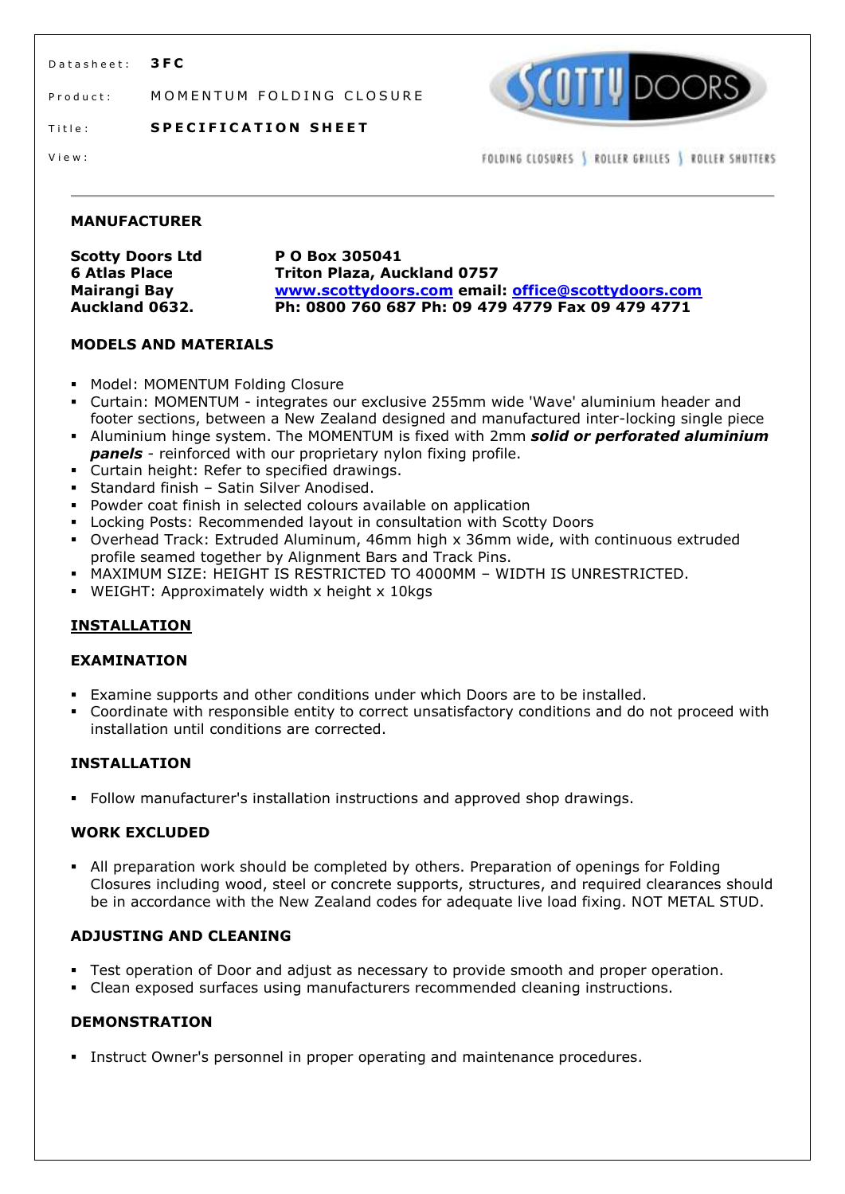Datasheet: **3FC**

Product: MOMENTUM FOLDING CLOSURE

Title: **SPECIFICATION SHEET**

View:

FOLDING CLOSURES | ROLLER GRILLES | ROLLER SHUTTERS

## MANUFACTURER

**Scotty Doors Ltd**
**6 Atlas Place**
**Mairangi Bay**
**Auckland 0632.**

**P O Box 305041**
**Triton Plaza, Auckland 0757**
**www.scottydoors.com email: office@scottydoors.com**
**Ph: 0800 760 687 Ph: 09 479 4779 Fax 09 479 4771**

## MODELS AND MATERIALS

- Model: MOMENTUM Folding Closure
- Curtain: MOMENTUM - integrates our exclusive 255mm wide 'Wave' aluminium header and footer sections, between a New Zealand designed and manufactured inter-locking single piece
- Aluminium hinge system. The MOMENTUM is fixed with 2mm ***solid or perforated aluminium panels*** - reinforced with our proprietary nylon fixing profile.
- Curtain height: Refer to specified drawings.
- Standard finish – Satin Silver Anodised.
- Powder coat finish in selected colours available on application
- Locking Posts: Recommended layout in consultation with Scotty Doors
- Overhead Track: Extruded Aluminum, 46mm high x 36mm wide, with continuous extruded profile seamed together by Alignment Bars and Track Pins.
- MAXIMUM SIZE: HEIGHT IS RESTRICTED TO 4000MM – WIDTH IS UNRESTRICTED.
- WEIGHT: Approximately width x height x 10kgs

## INSTALLATION

### EXAMINATION

- Examine supports and other conditions under which Doors are to be installed.
- Coordinate with responsible entity to correct unsatisfactory conditions and do not proceed with installation until conditions are corrected.

### INSTALLATION

- Follow manufacturer's installation instructions and approved shop drawings.

### WORK EXCLUDED

- All preparation work should be completed by others. Preparation of openings for Folding Closures including wood, steel or concrete supports, structures, and required clearances should be in accordance with the New Zealand codes for adequate live load fixing. NOT METAL STUD.

### ADJUSTING AND CLEANING

- Test operation of Door and adjust as necessary to provide smooth and proper operation.
- Clean exposed surfaces using manufacturers recommended cleaning instructions.

### DEMONSTRATION

- Instruct Owner's personnel in proper operating and maintenance procedures.